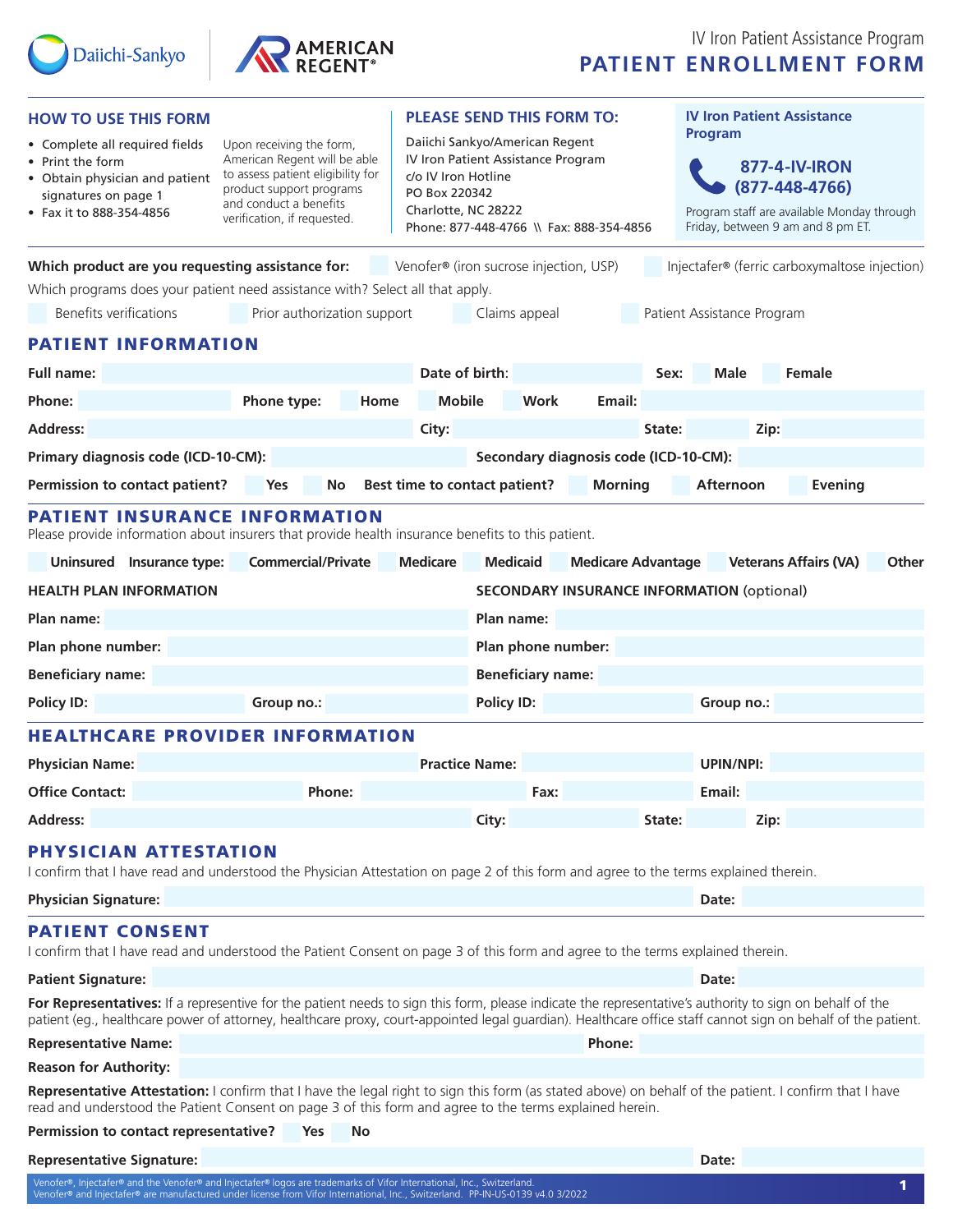IV Iron Patient Assistance Program

# PATIENT ENROLLMENT FORM

## HOW TO USE THIS FORM

- Complete all required fields
- Print the form
- Obtain physician and patient signatures on page 1
- Fax it to 888-354-4856

Upon receiving the form, American Regent will be able to assess patient eligibility for product support programs and conduct a benefits verification, if requested.

## PLEASE SEND THIS FORM TO:

Daiichi Sankyo/American Regent
IV Iron Patient Assistance Program
c/o IV Iron Hotline
PO Box 220342
Charlotte, NC 28222
Phone: 877-448-4766 \\ Fax: 888-354-4856

**IV Iron Patient Assistance Program**

**877-4-IV-IRON**
**(877-448-4766)**

Program staff are available Monday through Friday, between 9 am and 8 pm ET.

**Which product are you requesting assistance for:** ☐ Venofer® (iron sucrose injection, USP) ☐ Injectafer® (ferric carboxymaltose injection)

Which programs does your patient need assistance with? Select all that apply.

☐ Benefits verifications ☐ Prior authorization support ☐ Claims appeal ☐ Patient Assistance Program

## PATIENT INFORMATION

**Full name:** ____ **Date of birth:** ____ **Sex:** ☐ **Male** ☐ **Female**

**Phone:** ____ **Phone type:** ☐ **Home** ☐ **Mobile** ☐ **Work** **Email:** ____

**Address:** ____ **City:** ____ **State:** ____ **Zip:** ____

**Primary diagnosis code (ICD-10-CM):** ____ **Secondary diagnosis code (ICD-10-CM):** ____

**Permission to contact patient?** ☐ **Yes** ☐ **No** **Best time to contact patient?** ☐ **Morning** ☐ **Afternoon** ☐ **Evening**

## PATIENT INSURANCE INFORMATION

Please provide information about insurers that provide health insurance benefits to this patient.

☐ **Uninsured** **Insurance type:** ☐ **Commercial/Private** ☐ **Medicare** ☐ **Medicaid** ☐ **Medicare Advantage** ☐ **Veterans Affairs (VA)** ☐ **Other**

| **HEALTH PLAN INFORMATION** | **SECONDARY INSURANCE INFORMATION** (optional) |
|---|---|
| **Plan name:** | **Plan name:** |
| **Plan phone number:** | **Plan phone number:** |
| **Beneficiary name:** | **Beneficiary name:** |
| **Policy ID:** **Group no.:** | **Policy ID:** **Group no.:** |

## HEALTHCARE PROVIDER INFORMATION

**Physician Name:** ____ **Practice Name:** ____ **UPIN/NPI:** ____

**Office Contact:** ____ **Phone:** ____ **Fax:** ____ **Email:** ____

**Address:** ____ **City:** ____ **State:** ____ **Zip:** ____

## PHYSICIAN ATTESTATION

I confirm that I have read and understood the Physician Attestation on page 2 of this form and agree to the terms explained therein.

**Physician Signature:** ____ **Date:** ____

## PATIENT CONSENT

I confirm that I have read and understood the Patient Consent on page 3 of this form and agree to the terms explained therein.

**Patient Signature:** ____ **Date:** ____

**For Representatives:** If a represenitive for the patient needs to sign this form, please indicate the representative's authority to sign on behalf of the patient (eg., healthcare power of attorney, healthcare proxy, court-appointed legal guardian). Healthcare office staff cannot sign on behalf of the patient.

**Representative Name:** ____ **Phone:** ____

**Reason for Authority:** ____

**Representative Attestation:** I confirm that I have the legal right to sign this form (as stated above) on behalf of the patient. I confirm that I have read and understood the Patient Consent on page 3 of this form and agree to the terms explained herein.

**Permission to contact representative?** ☐ **Yes** ☐ **No**

**Representative Signature:** ____ **Date:** ____

Venofer®, Injectafer® and the Venofer® and Injectafer® logos are trademarks of Vifor International, Inc., Switzerland.
Venofer® and Injectafer® are manufactured under license from Vifor International, Inc., Switzerland. PP-IN-US-0139 v4.0 3/2022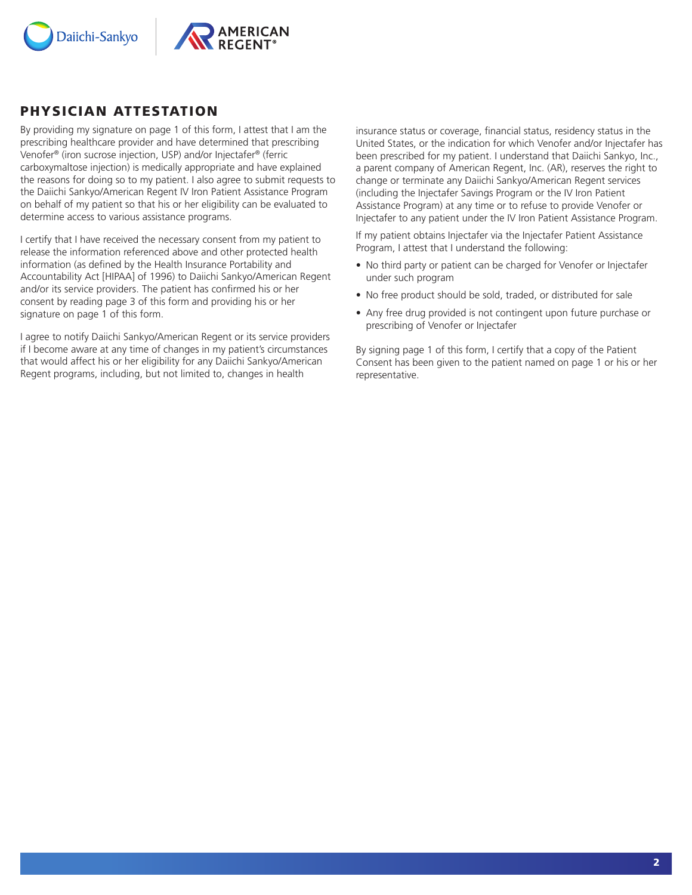## PHYSICIAN ATTESTATION

By providing my signature on page 1 of this form, I attest that I am the prescribing healthcare provider and have determined that prescribing Venofer® (iron sucrose injection, USP) and/or Injectafer® (ferric carboxymaltose injection) is medically appropriate and have explained the reasons for doing so to my patient. I also agree to submit requests to the Daiichi Sankyo/American Regent IV Iron Patient Assistance Program on behalf of my patient so that his or her eligibility can be evaluated to determine access to various assistance programs.

I certify that I have received the necessary consent from my patient to release the information referenced above and other protected health information (as defined by the Health Insurance Portability and Accountability Act [HIPAA] of 1996) to Daiichi Sankyo/American Regent and/or its service providers. The patient has confirmed his or her consent by reading page 3 of this form and providing his or her signature on page 1 of this form.

I agree to notify Daiichi Sankyo/American Regent or its service providers if I become aware at any time of changes in my patient's circumstances that would affect his or her eligibility for any Daiichi Sankyo/American Regent programs, including, but not limited to, changes in health insurance status or coverage, financial status, residency status in the United States, or the indication for which Venofer and/or Injectafer has been prescribed for my patient. I understand that Daiichi Sankyo, Inc., a parent company of American Regent, Inc. (AR), reserves the right to change or terminate any Daiichi Sankyo/American Regent services (including the Injectafer Savings Program or the IV Iron Patient Assistance Program) at any time or to refuse to provide Venofer or Injectafer to any patient under the IV Iron Patient Assistance Program.

If my patient obtains Injectafer via the Injectafer Patient Assistance Program, I attest that I understand the following:

- No third party or patient can be charged for Venofer or Injectafer under such program
- No free product should be sold, traded, or distributed for sale
- Any free drug provided is not contingent upon future purchase or prescribing of Venofer or Injectafer

By signing page 1 of this form, I certify that a copy of the Patient Consent has been given to the patient named on page 1 or his or her representative.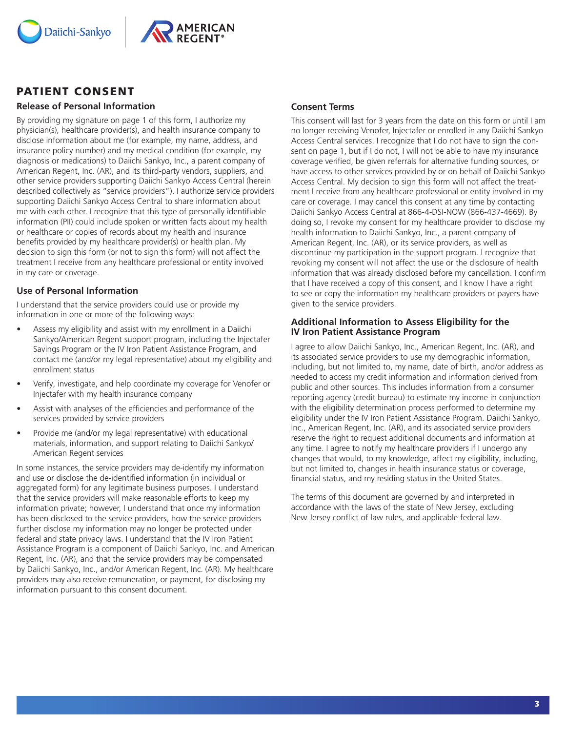# PATIENT CONSENT

## Release of Personal Information

By providing my signature on page 1 of this form, I authorize my physician(s), healthcare provider(s), and health insurance company to disclose information about me (for example, my name, address, and insurance policy number) and my medical condition (for example, my diagnosis or medications) to Daiichi Sankyo, Inc., a parent company of American Regent, Inc. (AR), and its third-party vendors, suppliers, and other service providers supporting Daiichi Sankyo Access Central (herein described collectively as "service providers"). I authorize service providers supporting Daiichi Sankyo Access Central to share information about me with each other. I recognize that this type of personally identifiable information (PII) could include spoken or written facts about my health or healthcare or copies of records about my health and insurance benefits provided by my healthcare provider(s) or health plan. My decision to sign this form (or not to sign this form) will not affect the treatment I receive from any healthcare professional or entity involved in my care or coverage.

## Use of Personal Information

I understand that the service providers could use or provide my information in one or more of the following ways:

- Assess my eligibility and assist with my enrollment in a Daiichi Sankyo/American Regent support program, including the Injectafer Savings Program or the IV Iron Patient Assistance Program, and contact me (and/or my legal representative) about my eligibility and enrollment status
- Verify, investigate, and help coordinate my coverage for Venofer or Injectafer with my health insurance company
- Assist with analyses of the efficiencies and performance of the services provided by service providers
- Provide me (and/or my legal representative) with educational materials, information, and support relating to Daiichi Sankyo/American Regent services

In some instances, the service providers may de-identify my information and use or disclose the de-identified information (in individual or aggregated form) for any legitimate business purposes. I understand that the service providers will make reasonable efforts to keep my information private; however, I understand that once my information has been disclosed to the service providers, how the service providers further disclose my information may no longer be protected under federal and state privacy laws. I understand that the IV Iron Patient Assistance Program is a component of Daiichi Sankyo, Inc. and American Regent, Inc. (AR), and that the service providers may be compensated by Daiichi Sankyo, Inc., and/or American Regent, Inc. (AR). My healthcare providers may also receive remuneration, or payment, for disclosing my information pursuant to this consent document.

## Consent Terms

This consent will last for 3 years from the date on this form or until I am no longer receiving Venofer, Injectafer or enrolled in any Daiichi Sankyo Access Central services. I recognize that I do not have to sign the consent on page 1, but if I do not, I will not be able to have my insurance coverage verified, be given referrals for alternative funding sources, or have access to other services provided by or on behalf of Daiichi Sankyo Access Central. My decision to sign this form will not affect the treatment I receive from any healthcare professional or entity involved in my care or coverage. I may cancel this consent at any time by contacting Daiichi Sankyo Access Central at 866-4-DSI-NOW (866-437-4669). By doing so, I revoke my consent for my healthcare provider to disclose my health information to Daiichi Sankyo, Inc., a parent company of American Regent, Inc. (AR), or its service providers, as well as discontinue my participation in the support program. I recognize that revoking my consent will not affect the use or the disclosure of health information that was already disclosed before my cancellation. I confirm that I have received a copy of this consent, and I know I have a right to see or copy the information my healthcare providers or payers have given to the service providers.

## Additional Information to Assess Eligibility for the IV Iron Patient Assistance Program

I agree to allow Daiichi Sankyo, Inc., American Regent, Inc. (AR), and its associated service providers to use my demographic information, including, but not limited to, my name, date of birth, and/or address as needed to access my credit information and information derived from public and other sources. This includes information from a consumer reporting agency (credit bureau) to estimate my income in conjunction with the eligibility determination process performed to determine my eligibility under the IV Iron Patient Assistance Program. Daiichi Sankyo, Inc., American Regent, Inc. (AR), and its associated service providers reserve the right to request additional documents and information at any time. I agree to notify my healthcare providers if I undergo any changes that would, to my knowledge, affect my eligibility, including, but not limited to, changes in health insurance status or coverage, financial status, and my residing status in the United States.

The terms of this document are governed by and interpreted in accordance with the laws of the state of New Jersey, excluding New Jersey conflict of law rules, and applicable federal law.